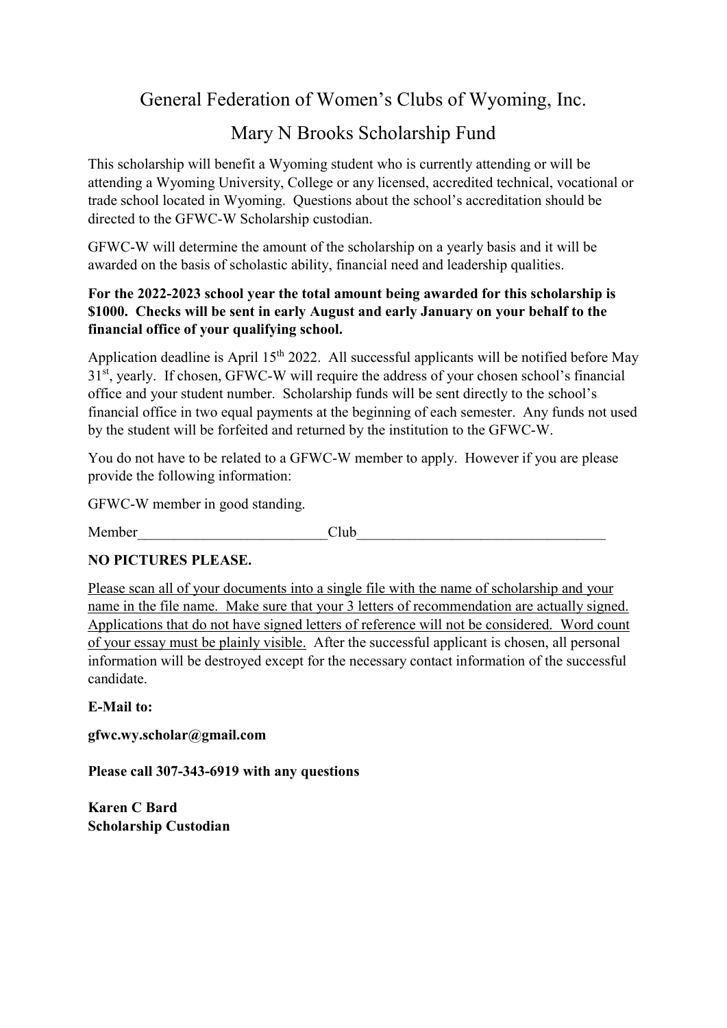# General Federation of Women's Clubs of Wyoming, Inc.

## Mary N Brooks Scholarship Fund

This scholarship will benefit a Wyoming student who is currently attending or will be attending a Wyoming University, College or any licensed, accredited technical, vocational or trade school located in Wyoming. Questions about the school's accreditation should be directed to the GFWC-W Scholarship custodian.

GFWC-W will determine the amount of the scholarship on a yearly basis and it will be awarded on the basis of scholastic ability, financial need and leadership qualities.

**For the 2022-2023 school year the total amount being awarded for this scholarship is $1000. Checks will be sent in early August and early January on your behalf to the financial office of your qualifying school.**

Application deadline is April 15th 2022. All successful applicants will be notified before May 31st, yearly. If chosen, GFWC-W will require the address of your chosen school's financial office and your student number. Scholarship funds will be sent directly to the school's financial office in two equal payments at the beginning of each semester. Any funds not used by the student will be forfeited and returned by the institution to the GFWC-W.

You do not have to be related to a GFWC-W member to apply. However if you are please provide the following information:

GFWC-W member in good standing.

Member__________________________Club__________________________________

**NO PICTURES PLEASE.**

Please scan all of your documents into a single file with the name of scholarship and your name in the file name. Make sure that your 3 letters of recommendation are actually signed. Applications that do not have signed letters of reference will not be considered. Word count of your essay must be plainly visible. After the successful applicant is chosen, all personal information will be destroyed except for the necessary contact information of the successful candidate.

**E-Mail to:**

**gfwc.wy.scholar@gmail.com**

**Please call 307-343-6919 with any questions**

**Karen C Bard**
**Scholarship Custodian**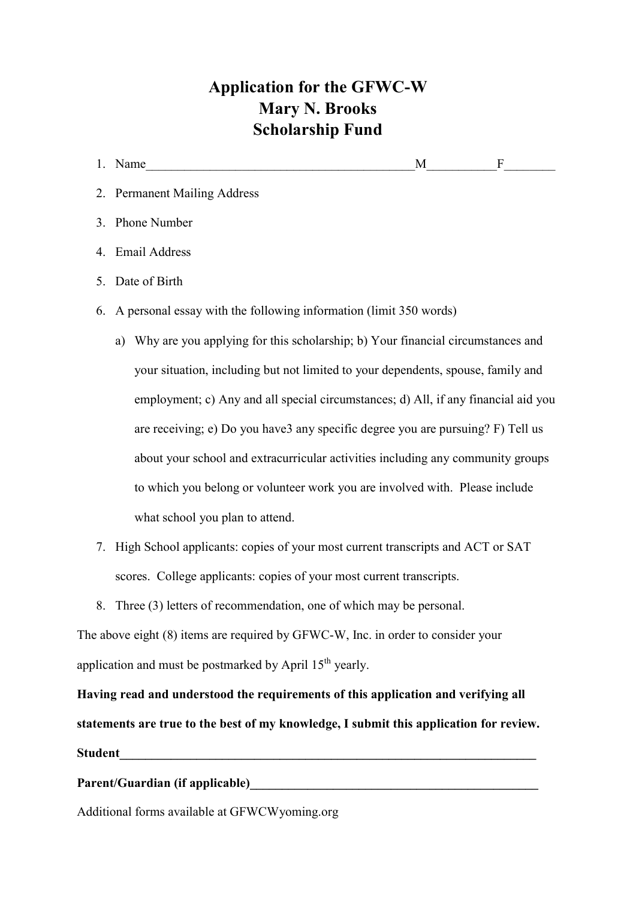# Application for the GFWC-W Mary N. Brooks Scholarship Fund

1. Name\_\_\_\_\_\_\_\_\_\_\_\_\_\_\_\_\_\_\_\_\_\_\_\_\_\_\_\_\_\_\_\_\_\_\_\_\_\_\_\_\_\_M\_\_\_\_\_\_\_\_\_\_\_F\_\_\_\_\_\_\_\_
2. Permanent Mailing Address
3. Phone Number
4. Email Address
5. Date of Birth
6. A personal essay with the following information (limit 350 words)
   a) Why are you applying for this scholarship; b) Your financial circumstances and your situation, including but not limited to your dependents, spouse, family and employment; c) Any and all special circumstances; d) All, if any financial aid you are receiving; e) Do you have3 any specific degree you are pursuing? F) Tell us about your school and extracurricular activities including any community groups to which you belong or volunteer work you are involved with. Please include what school you plan to attend.
7. High School applicants: copies of your most current transcripts and ACT or SAT scores. College applicants: copies of your most current transcripts.
8. Three (3) letters of recommendation, one of which may be personal.

The above eight (8) items are required by GFWC-W, Inc. in order to consider your application and must be postmarked by April 15th yearly.

**Having read and understood the requirements of this application and verifying all statements are true to the best of my knowledge, I submit this application for review.**

**Student\_\_\_\_\_\_\_\_\_\_\_\_\_\_\_\_\_\_\_\_\_\_\_\_\_\_\_\_\_\_\_\_\_\_\_\_\_\_\_\_\_\_\_\_\_\_\_\_\_\_\_\_\_\_\_\_\_\_\_\_\_\_\_\_\_\_\_\_**

**Parent/Guardian (if applicable)\_\_\_\_\_\_\_\_\_\_\_\_\_\_\_\_\_\_\_\_\_\_\_\_\_\_\_\_\_\_\_\_\_\_\_\_\_\_\_\_\_\_\_\_\_\_\_**

Additional forms available at GFWCWyoming.org